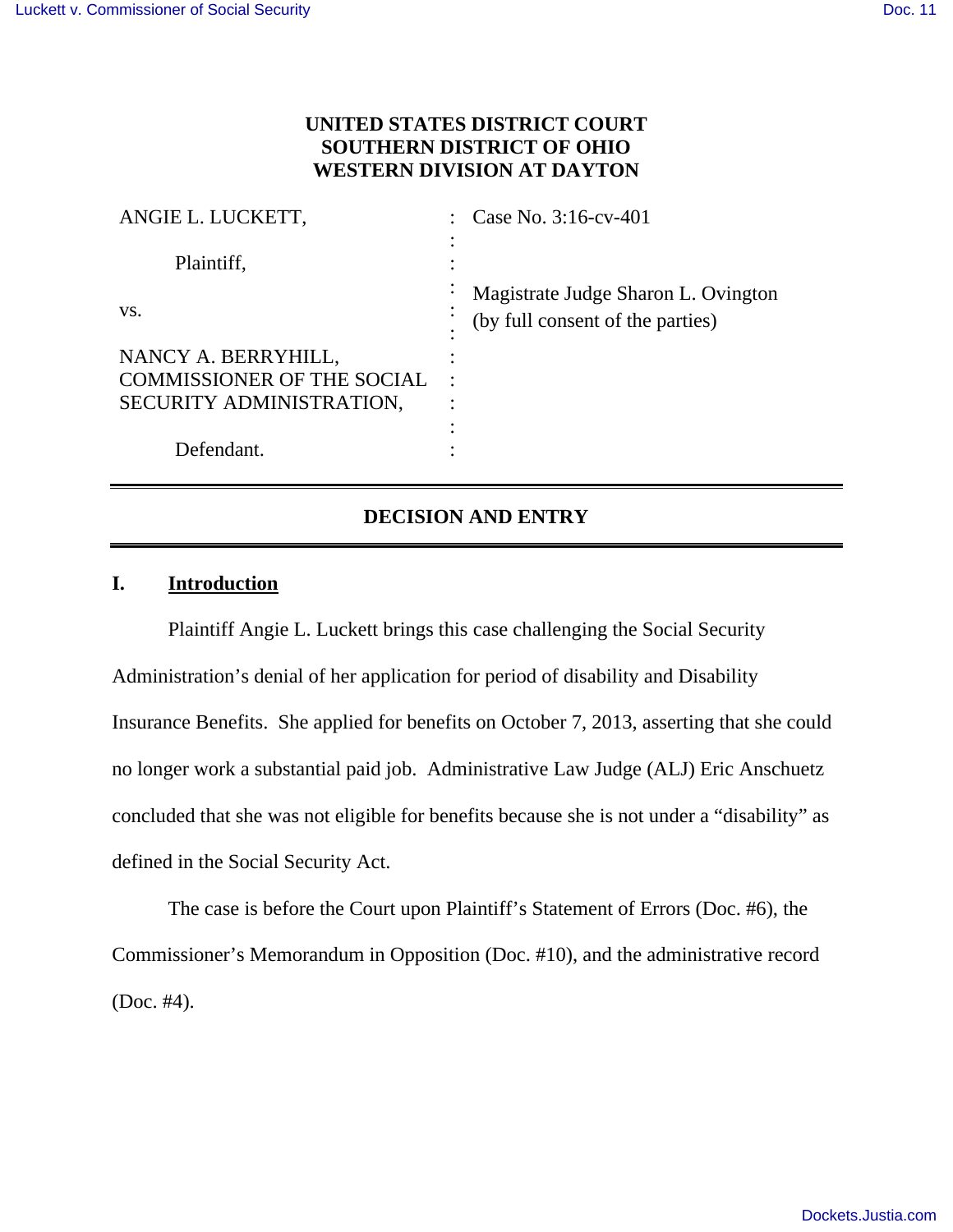**UNITED STATES DISTRICT COURT**
**SOUTHERN DISTRICT OF OHIO**
**WESTERN DIVISION AT DAYTON**

| | | |
|---|---|---|
| ANGIE L. LUCKETT, | : | Case No. 3:16-cv-401 |
| Plaintiff, | : | |
| vs. | : | Magistrate Judge Sharon L. Ovington (by full consent of the parties) |
| NANCY A. BERRYHILL, COMMISSIONER OF THE SOCIAL SECURITY ADMINISTRATION, | : | |
| Defendant. | : | |

## DECISION AND ENTRY

### I. Introduction

Plaintiff Angie L. Luckett brings this case challenging the Social Security Administration's denial of her application for period of disability and Disability Insurance Benefits. She applied for benefits on October 7, 2013, asserting that she could no longer work a substantial paid job. Administrative Law Judge (ALJ) Eric Anschuetz concluded that she was not eligible for benefits because she is not under a "disability" as defined in the Social Security Act.

The case is before the Court upon Plaintiff's Statement of Errors (Doc. #6), the Commissioner's Memorandum in Opposition (Doc. #10), and the administrative record (Doc. #4).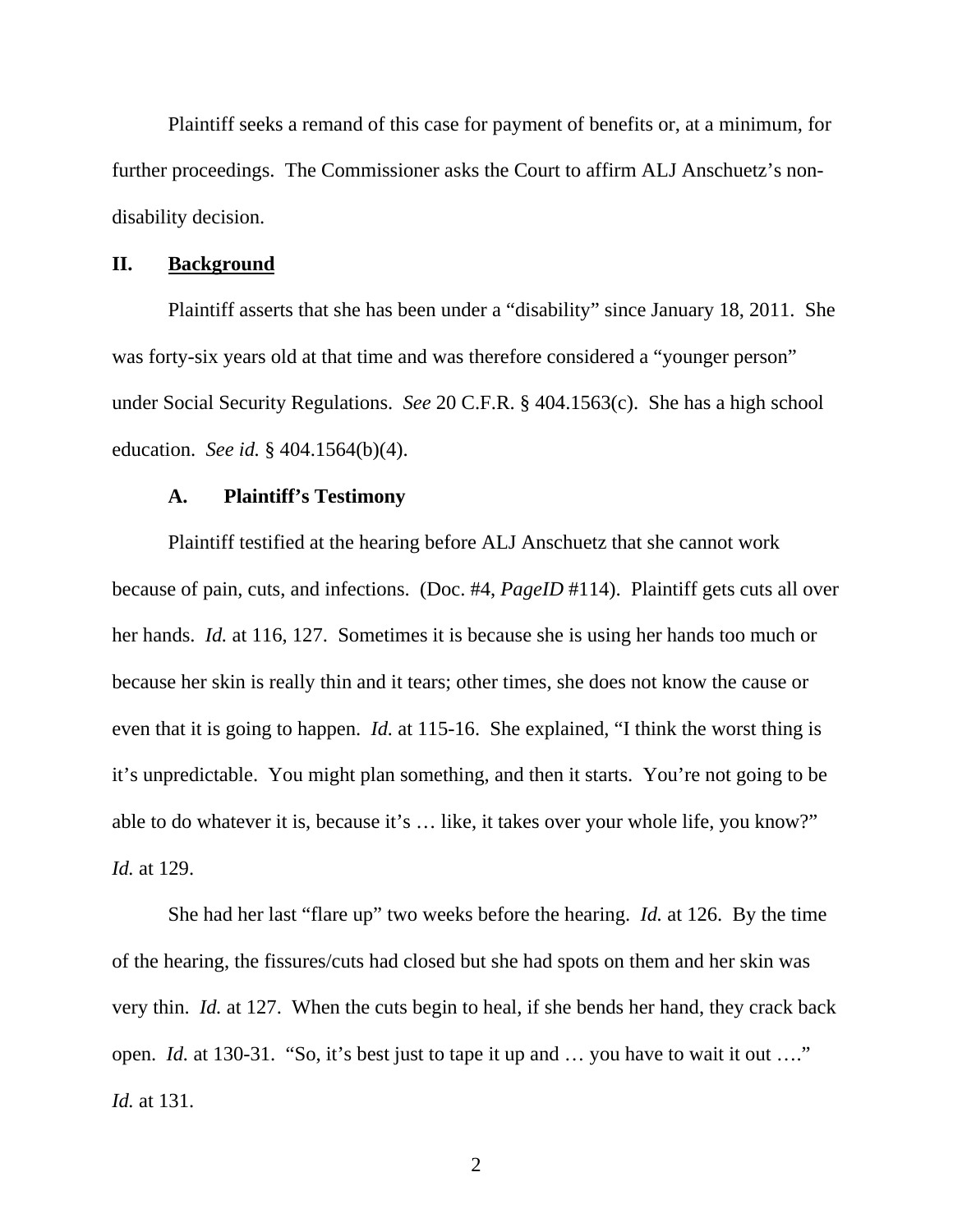Plaintiff seeks a remand of this case for payment of benefits or, at a minimum, for further proceedings. The Commissioner asks the Court to affirm ALJ Anschuetz's non-disability decision.

## II. Background

Plaintiff asserts that she has been under a "disability" since January 18, 2011. She was forty-six years old at that time and was therefore considered a "younger person" under Social Security Regulations. *See* 20 C.F.R. § 404.1563(c). She has a high school education. *See id.* § 404.1564(b)(4).

### A. Plaintiff's Testimony

Plaintiff testified at the hearing before ALJ Anschuetz that she cannot work because of pain, cuts, and infections. (Doc. #4, *PageID* #114). Plaintiff gets cuts all over her hands. *Id.* at 116, 127. Sometimes it is because she is using her hands too much or because her skin is really thin and it tears; other times, she does not know the cause or even that it is going to happen. *Id.* at 115-16. She explained, "I think the worst thing is it's unpredictable. You might plan something, and then it starts. You're not going to be able to do whatever it is, because it's … like, it takes over your whole life, you know?" *Id.* at 129.

She had her last "flare up" two weeks before the hearing. *Id.* at 126. By the time of the hearing, the fissures/cuts had closed but she had spots on them and her skin was very thin. *Id.* at 127. When the cuts begin to heal, if she bends her hand, they crack back open. *Id.* at 130-31. "So, it's best just to tape it up and … you have to wait it out …." *Id.* at 131.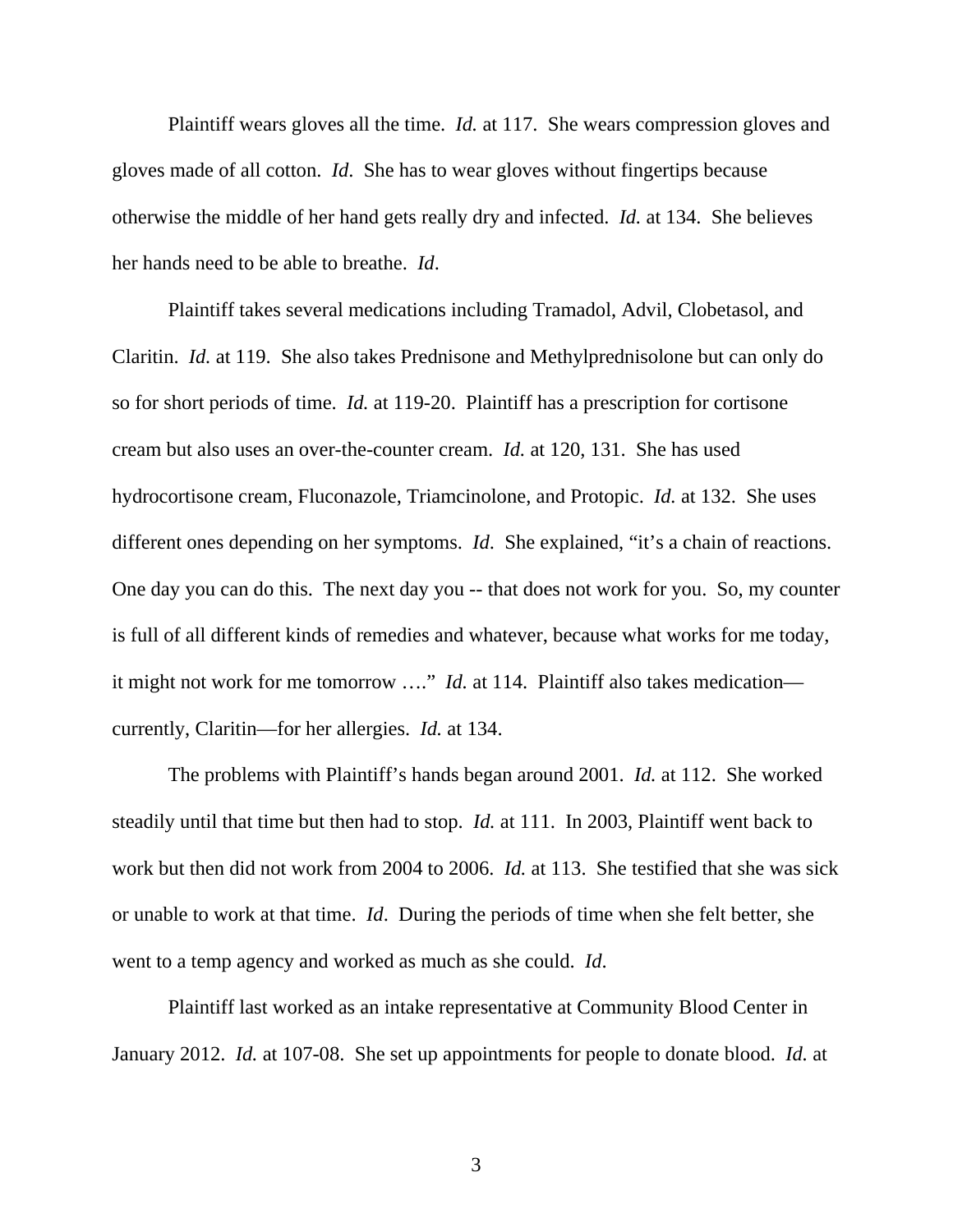Plaintiff wears gloves all the time. *Id.* at 117. She wears compression gloves and gloves made of all cotton. *Id*. She has to wear gloves without fingertips because otherwise the middle of her hand gets really dry and infected. *Id.* at 134. She believes her hands need to be able to breathe. *Id*.

Plaintiff takes several medications including Tramadol, Advil, Clobetasol, and Claritin. *Id.* at 119. She also takes Prednisone and Methylprednisolone but can only do so for short periods of time. *Id.* at 119-20. Plaintiff has a prescription for cortisone cream but also uses an over-the-counter cream. *Id.* at 120, 131. She has used hydrocortisone cream, Fluconazole, Triamcinolone, and Protopic. *Id.* at 132. She uses different ones depending on her symptoms. *Id*. She explained, "it's a chain of reactions. One day you can do this. The next day you -- that does not work for you. So, my counter is full of all different kinds of remedies and whatever, because what works for me today, it might not work for me tomorrow …." *Id.* at 114. Plaintiff also takes medication—currently, Claritin—for her allergies. *Id.* at 134.

The problems with Plaintiff's hands began around 2001. *Id.* at 112. She worked steadily until that time but then had to stop. *Id.* at 111. In 2003, Plaintiff went back to work but then did not work from 2004 to 2006. *Id.* at 113. She testified that she was sick or unable to work at that time. *Id*. During the periods of time when she felt better, she went to a temp agency and worked as much as she could. *Id*.

Plaintiff last worked as an intake representative at Community Blood Center in January 2012. *Id.* at 107-08. She set up appointments for people to donate blood. *Id.* at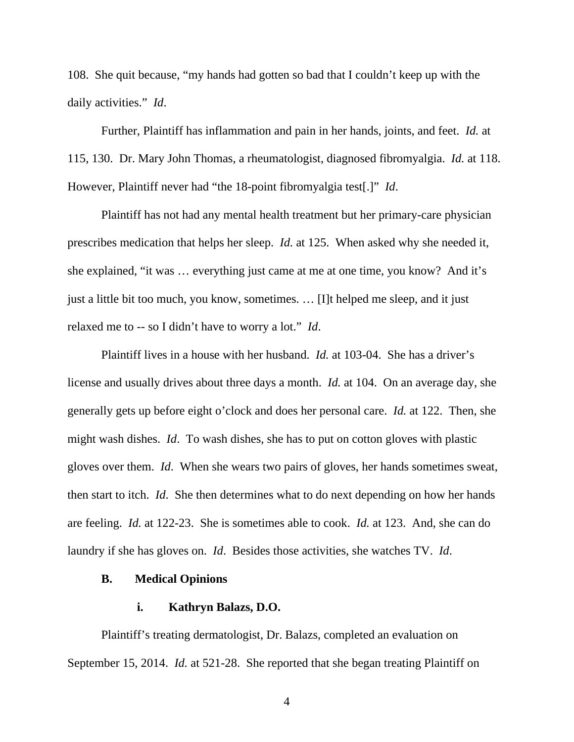108. She quit because, "my hands had gotten so bad that I couldn't keep up with the daily activities." *Id*.

Further, Plaintiff has inflammation and pain in her hands, joints, and feet. *Id.* at 115, 130. Dr. Mary John Thomas, a rheumatologist, diagnosed fibromyalgia. *Id.* at 118. However, Plaintiff never had "the 18-point fibromyalgia test[.]" *Id*.

Plaintiff has not had any mental health treatment but her primary-care physician prescribes medication that helps her sleep. *Id.* at 125. When asked why she needed it, she explained, "it was … everything just came at me at one time, you know? And it's just a little bit too much, you know, sometimes. … [I]t helped me sleep, and it just relaxed me to -- so I didn't have to worry a lot." *Id*.

Plaintiff lives in a house with her husband. *Id.* at 103-04. She has a driver's license and usually drives about three days a month. *Id.* at 104. On an average day, she generally gets up before eight o'clock and does her personal care. *Id.* at 122. Then, she might wash dishes. *Id*. To wash dishes, she has to put on cotton gloves with plastic gloves over them. *Id*. When she wears two pairs of gloves, her hands sometimes sweat, then start to itch. *Id*. She then determines what to do next depending on how her hands are feeling. *Id.* at 122-23. She is sometimes able to cook. *Id.* at 123. And, she can do laundry if she has gloves on. *Id*. Besides those activities, she watches TV. *Id*.

### B. Medical Opinions

#### i. Kathryn Balazs, D.O.

Plaintiff's treating dermatologist, Dr. Balazs, completed an evaluation on September 15, 2014. *Id.* at 521-28. She reported that she began treating Plaintiff on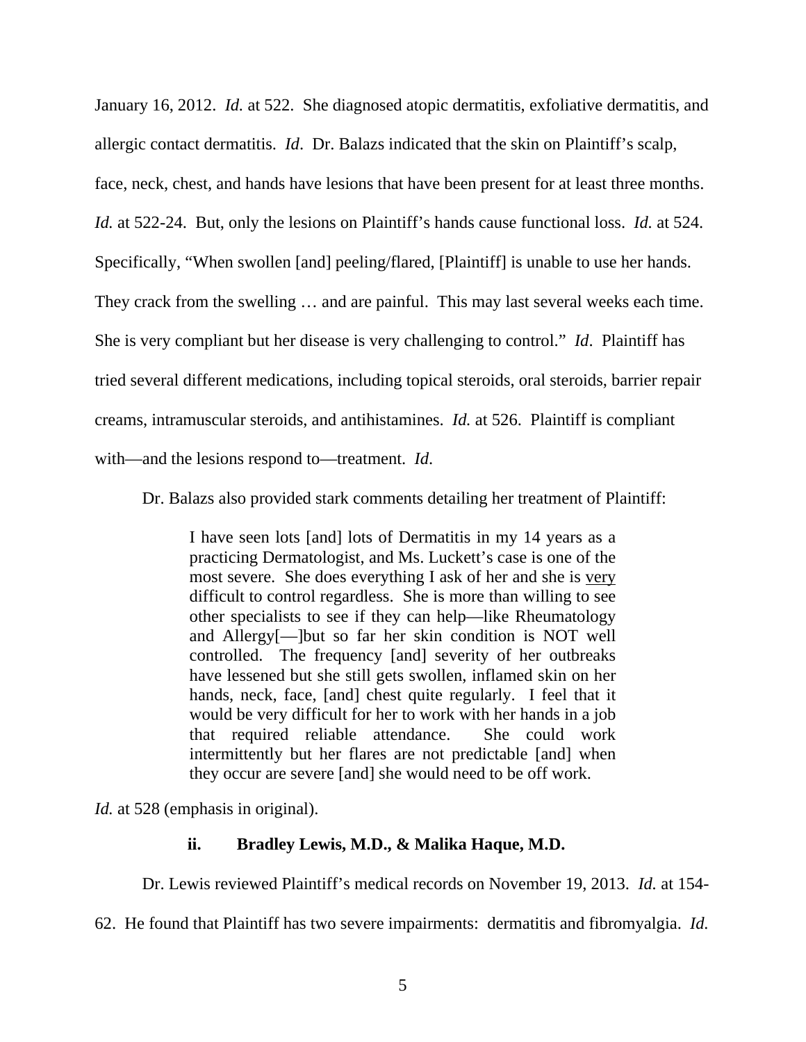January 16, 2012. *Id.* at 522. She diagnosed atopic dermatitis, exfoliative dermatitis, and allergic contact dermatitis. *Id*. Dr. Balazs indicated that the skin on Plaintiff's scalp, face, neck, chest, and hands have lesions that have been present for at least three months. *Id.* at 522-24. But, only the lesions on Plaintiff's hands cause functional loss. *Id.* at 524. Specifically, "When swollen [and] peeling/flared, [Plaintiff] is unable to use her hands. They crack from the swelling … and are painful. This may last several weeks each time. She is very compliant but her disease is very challenging to control." *Id*. Plaintiff has tried several different medications, including topical steroids, oral steroids, barrier repair creams, intramuscular steroids, and antihistamines. *Id.* at 526. Plaintiff is compliant with—and the lesions respond to—treatment. *Id.*

Dr. Balazs also provided stark comments detailing her treatment of Plaintiff:

> I have seen lots [and] lots of Dermatitis in my 14 years as a practicing Dermatologist, and Ms. Luckett's case is one of the most severe. She does everything I ask of her and she is <u>very</u> difficult to control regardless. She is more than willing to see other specialists to see if they can help—like Rheumatology and Allergy[—]but so far her skin condition is NOT well controlled. The frequency [and] severity of her outbreaks have lessened but she still gets swollen, inflamed skin on her hands, neck, face, [and] chest quite regularly. I feel that it would be very difficult for her to work with her hands in a job that required reliable attendance. She could work intermittently but her flares are not predictable [and] when they occur are severe [and] she would need to be off work.

*Id.* at 528 (emphasis in original).

#### ii. Bradley Lewis, M.D., & Malika Haque, M.D.

Dr. Lewis reviewed Plaintiff's medical records on November 19, 2013. *Id.* at 154-62. He found that Plaintiff has two severe impairments: dermatitis and fibromyalgia. *Id.*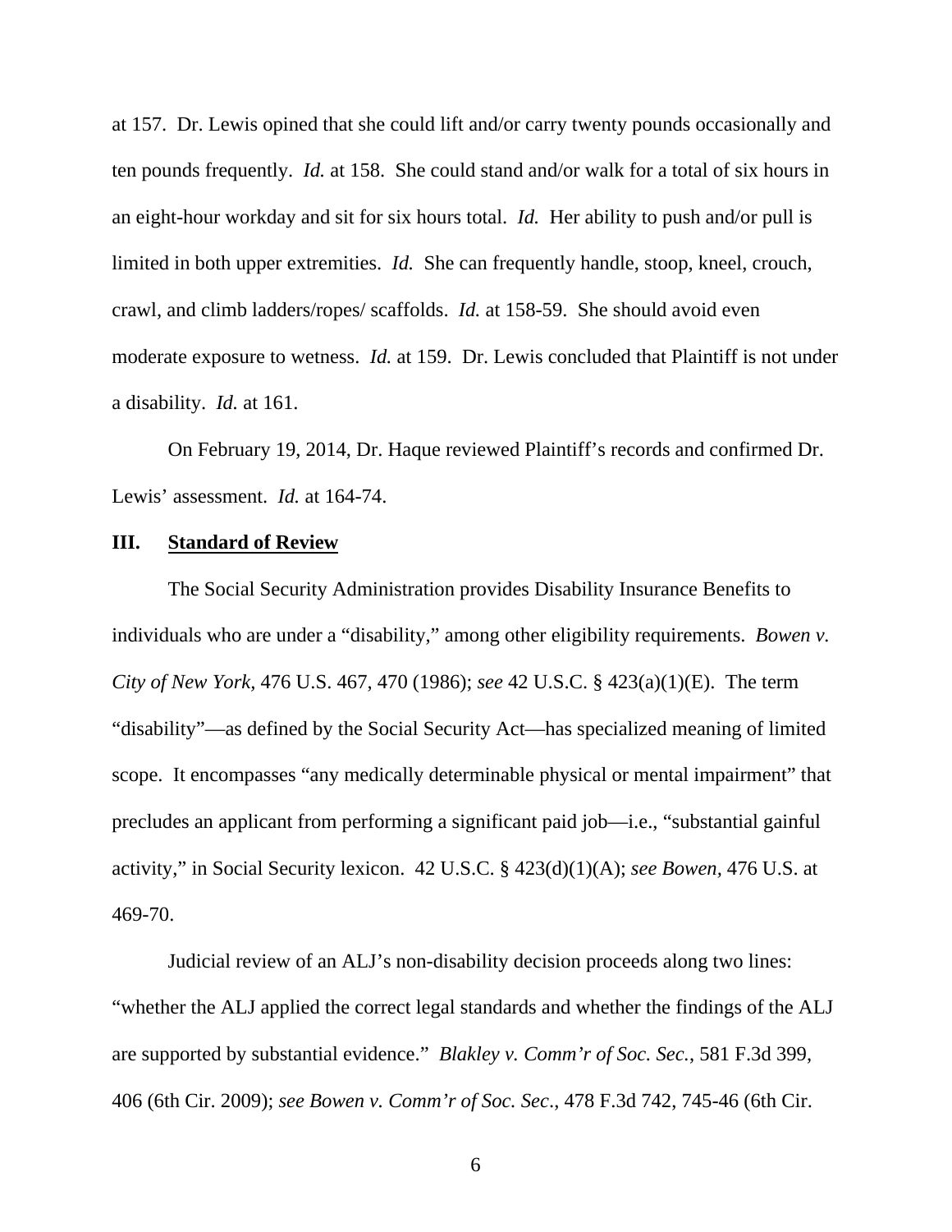at 157. Dr. Lewis opined that she could lift and/or carry twenty pounds occasionally and ten pounds frequently. *Id.* at 158. She could stand and/or walk for a total of six hours in an eight-hour workday and sit for six hours total. *Id.* Her ability to push and/or pull is limited in both upper extremities. *Id.* She can frequently handle, stoop, kneel, crouch, crawl, and climb ladders/ropes/ scaffolds. *Id.* at 158-59. She should avoid even moderate exposure to wetness. *Id.* at 159. Dr. Lewis concluded that Plaintiff is not under a disability. *Id.* at 161.

On February 19, 2014, Dr. Haque reviewed Plaintiff's records and confirmed Dr. Lewis' assessment. *Id.* at 164-74.

## III. Standard of Review

The Social Security Administration provides Disability Insurance Benefits to individuals who are under a "disability," among other eligibility requirements. *Bowen v. City of New York*, 476 U.S. 467, 470 (1986); *see* 42 U.S.C. § 423(a)(1)(E). The term "disability"—as defined by the Social Security Act—has specialized meaning of limited scope. It encompasses "any medically determinable physical or mental impairment" that precludes an applicant from performing a significant paid job—i.e., "substantial gainful activity," in Social Security lexicon. 42 U.S.C. § 423(d)(1)(A); *see Bowen*, 476 U.S. at 469-70.

Judicial review of an ALJ's non-disability decision proceeds along two lines: "whether the ALJ applied the correct legal standards and whether the findings of the ALJ are supported by substantial evidence." *Blakley v. Comm'r of Soc. Sec.*, 581 F.3d 399, 406 (6th Cir. 2009); *see Bowen v. Comm'r of Soc. Sec*., 478 F.3d 742, 745-46 (6th Cir.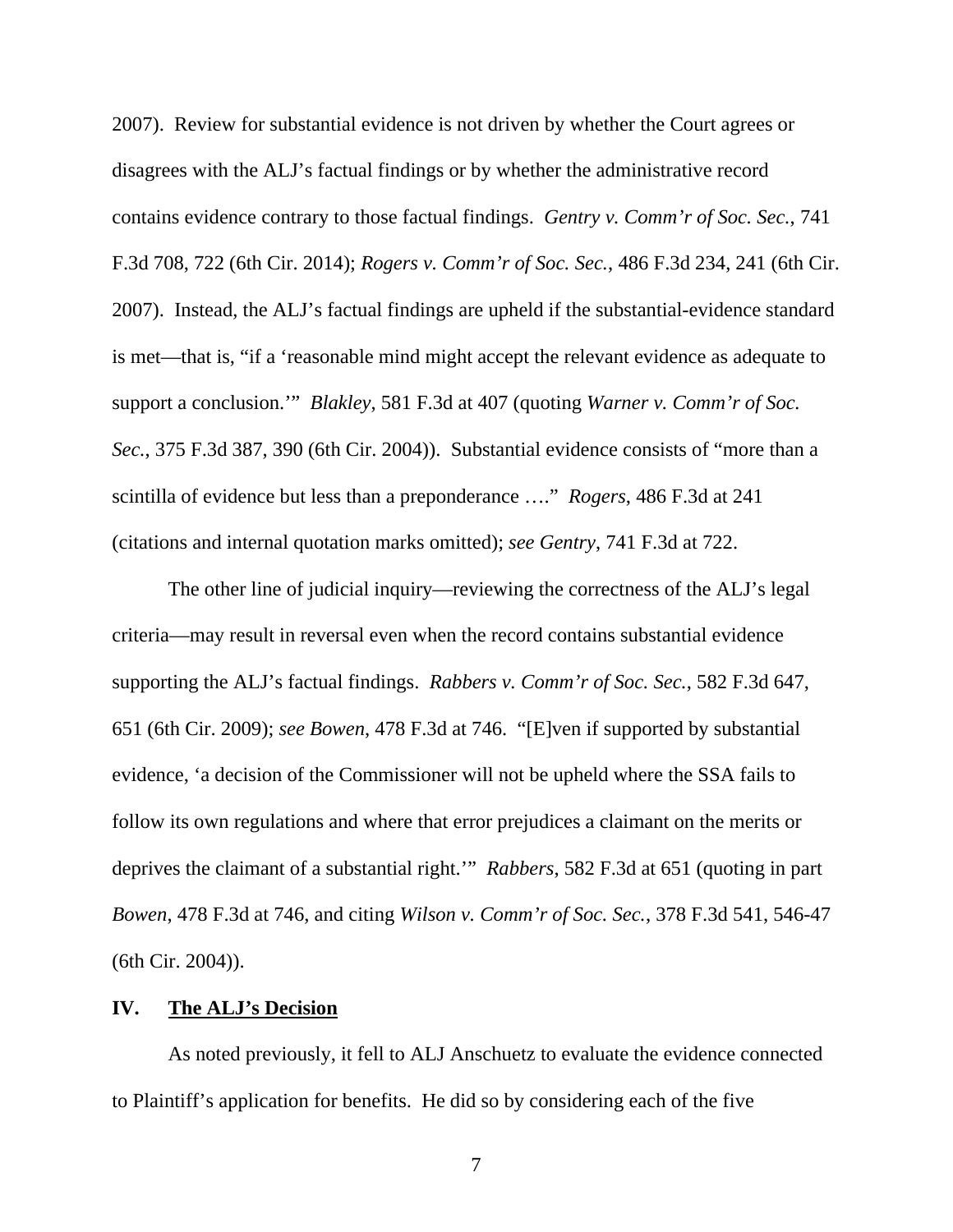2007). Review for substantial evidence is not driven by whether the Court agrees or disagrees with the ALJ's factual findings or by whether the administrative record contains evidence contrary to those factual findings. *Gentry v. Comm'r of Soc. Sec.*, 741 F.3d 708, 722 (6th Cir. 2014); *Rogers v. Comm'r of Soc. Sec.*, 486 F.3d 234, 241 (6th Cir. 2007). Instead, the ALJ's factual findings are upheld if the substantial-evidence standard is met—that is, "if a 'reasonable mind might accept the relevant evidence as adequate to support a conclusion.'" *Blakley*, 581 F.3d at 407 (quoting *Warner v. Comm'r of Soc. Sec.*, 375 F.3d 387, 390 (6th Cir. 2004)). Substantial evidence consists of "more than a scintilla of evidence but less than a preponderance …." *Rogers*, 486 F.3d at 241 (citations and internal quotation marks omitted); *see Gentry*, 741 F.3d at 722.

The other line of judicial inquiry—reviewing the correctness of the ALJ's legal criteria—may result in reversal even when the record contains substantial evidence supporting the ALJ's factual findings. *Rabbers v. Comm'r of Soc. Sec.*, 582 F.3d 647, 651 (6th Cir. 2009); *see Bowen*, 478 F.3d at 746. "[E]ven if supported by substantial evidence, 'a decision of the Commissioner will not be upheld where the SSA fails to follow its own regulations and where that error prejudices a claimant on the merits or deprives the claimant of a substantial right.'" *Rabbers*, 582 F.3d at 651 (quoting in part *Bowen*, 478 F.3d at 746, and citing *Wilson v. Comm'r of Soc. Sec.*, 378 F.3d 541, 546-47 (6th Cir. 2004)).

## IV. The ALJ's Decision

As noted previously, it fell to ALJ Anschuetz to evaluate the evidence connected to Plaintiff's application for benefits. He did so by considering each of the five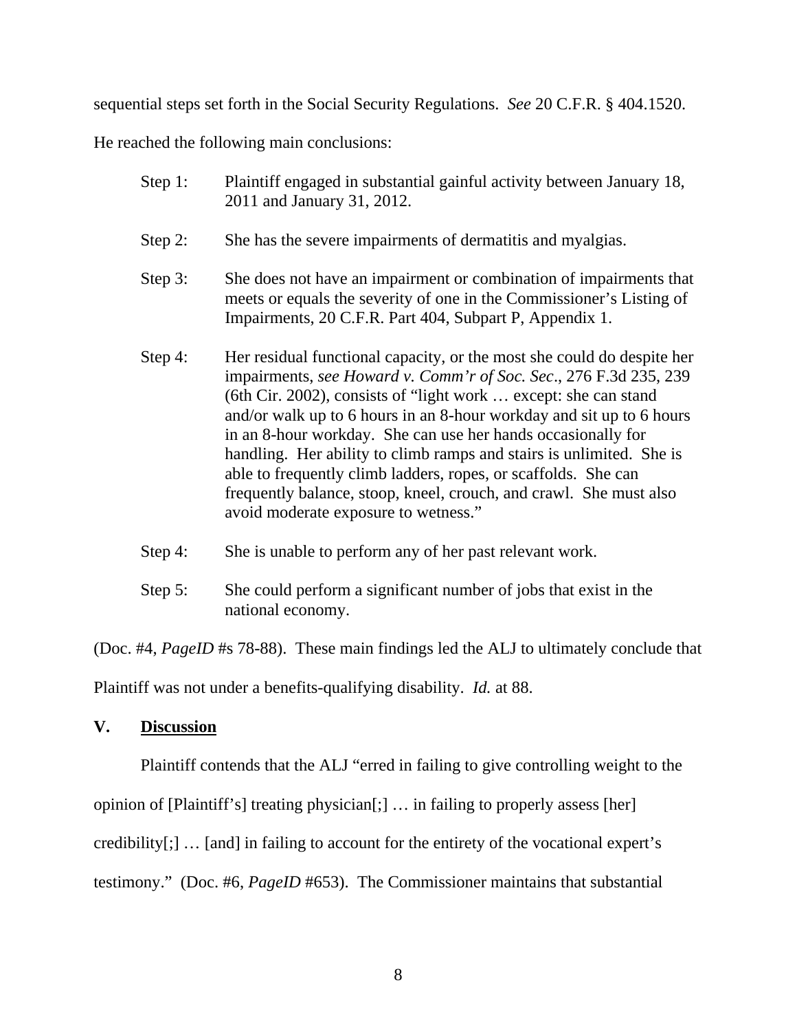sequential steps set forth in the Social Security Regulations. *See* 20 C.F.R. § 404.1520. He reached the following main conclusions:

Step 1: Plaintiff engaged in substantial gainful activity between January 18, 2011 and January 31, 2012.

Step 2: She has the severe impairments of dermatitis and myalgias.

Step 3: She does not have an impairment or combination of impairments that meets or equals the severity of one in the Commissioner's Listing of Impairments, 20 C.F.R. Part 404, Subpart P, Appendix 1.

Step 4: Her residual functional capacity, or the most she could do despite her impairments, *see Howard v. Comm'r of Soc. Sec*., 276 F.3d 235, 239 (6th Cir. 2002), consists of "light work … except: she can stand and/or walk up to 6 hours in an 8-hour workday and sit up to 6 hours in an 8-hour workday. She can use her hands occasionally for handling. Her ability to climb ramps and stairs is unlimited. She is able to frequently climb ladders, ropes, or scaffolds. She can frequently balance, stoop, kneel, crouch, and crawl. She must also avoid moderate exposure to wetness."

Step 4: She is unable to perform any of her past relevant work.

Step 5: She could perform a significant number of jobs that exist in the national economy.

(Doc. #4, *PageID* #s 78-88). These main findings led the ALJ to ultimately conclude that Plaintiff was not under a benefits-qualifying disability. *Id.* at 88.

## V. Discussion

Plaintiff contends that the ALJ "erred in failing to give controlling weight to the opinion of [Plaintiff's] treating physician[;] … in failing to properly assess [her] credibility[;] … [and] in failing to account for the entirety of the vocational expert's testimony." (Doc. #6, *PageID* #653). The Commissioner maintains that substantial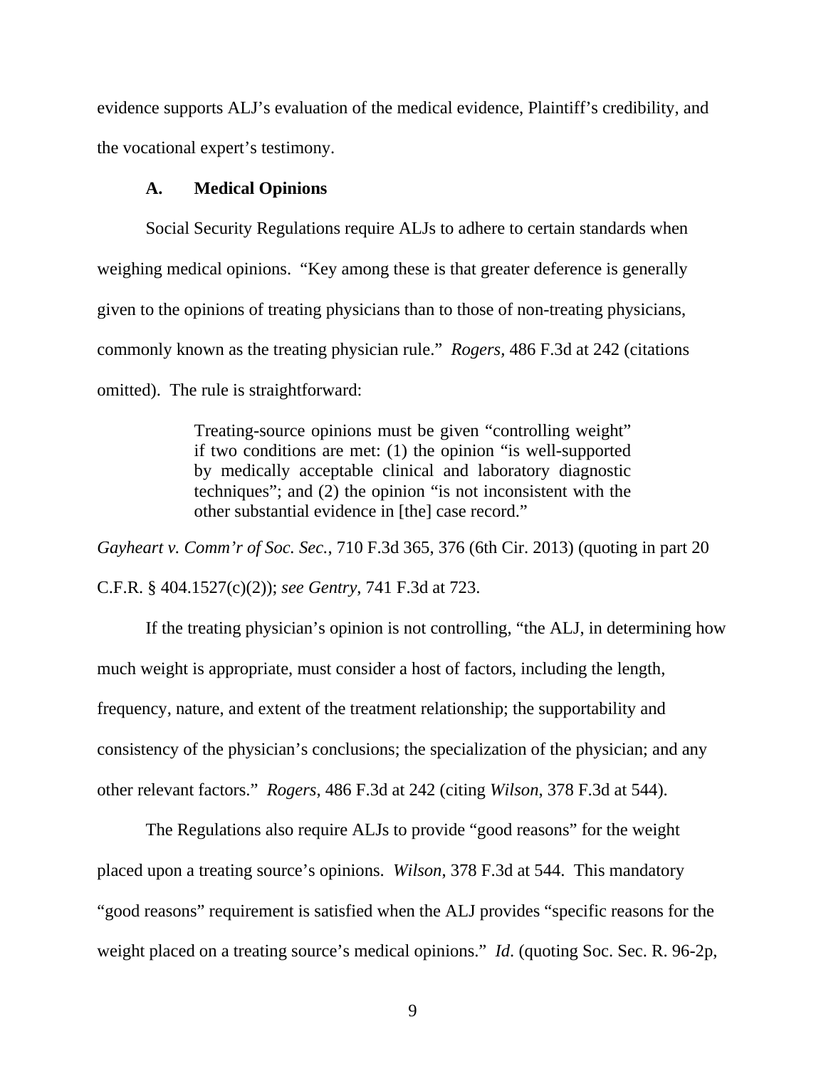evidence supports ALJ's evaluation of the medical evidence, Plaintiff's credibility, and the vocational expert's testimony.

### A. Medical Opinions

Social Security Regulations require ALJs to adhere to certain standards when weighing medical opinions. "Key among these is that greater deference is generally given to the opinions of treating physicians than to those of non-treating physicians, commonly known as the treating physician rule." *Rogers*, 486 F.3d at 242 (citations omitted). The rule is straightforward:

> Treating-source opinions must be given "controlling weight" if two conditions are met: (1) the opinion "is well-supported by medically acceptable clinical and laboratory diagnostic techniques"; and (2) the opinion "is not inconsistent with the other substantial evidence in [the] case record."

*Gayheart v. Comm'r of Soc. Sec.*, 710 F.3d 365, 376 (6th Cir. 2013) (quoting in part 20 C.F.R. § 404.1527(c)(2)); *see Gentry*, 741 F.3d at 723.

If the treating physician's opinion is not controlling, "the ALJ, in determining how much weight is appropriate, must consider a host of factors, including the length, frequency, nature, and extent of the treatment relationship; the supportability and consistency of the physician's conclusions; the specialization of the physician; and any other relevant factors." *Rogers*, 486 F.3d at 242 (citing *Wilson*, 378 F.3d at 544).

The Regulations also require ALJs to provide "good reasons" for the weight placed upon a treating source's opinions. *Wilson*, 378 F.3d at 544. This mandatory "good reasons" requirement is satisfied when the ALJ provides "specific reasons for the weight placed on a treating source's medical opinions." *Id.* (quoting Soc. Sec. R. 96-2p,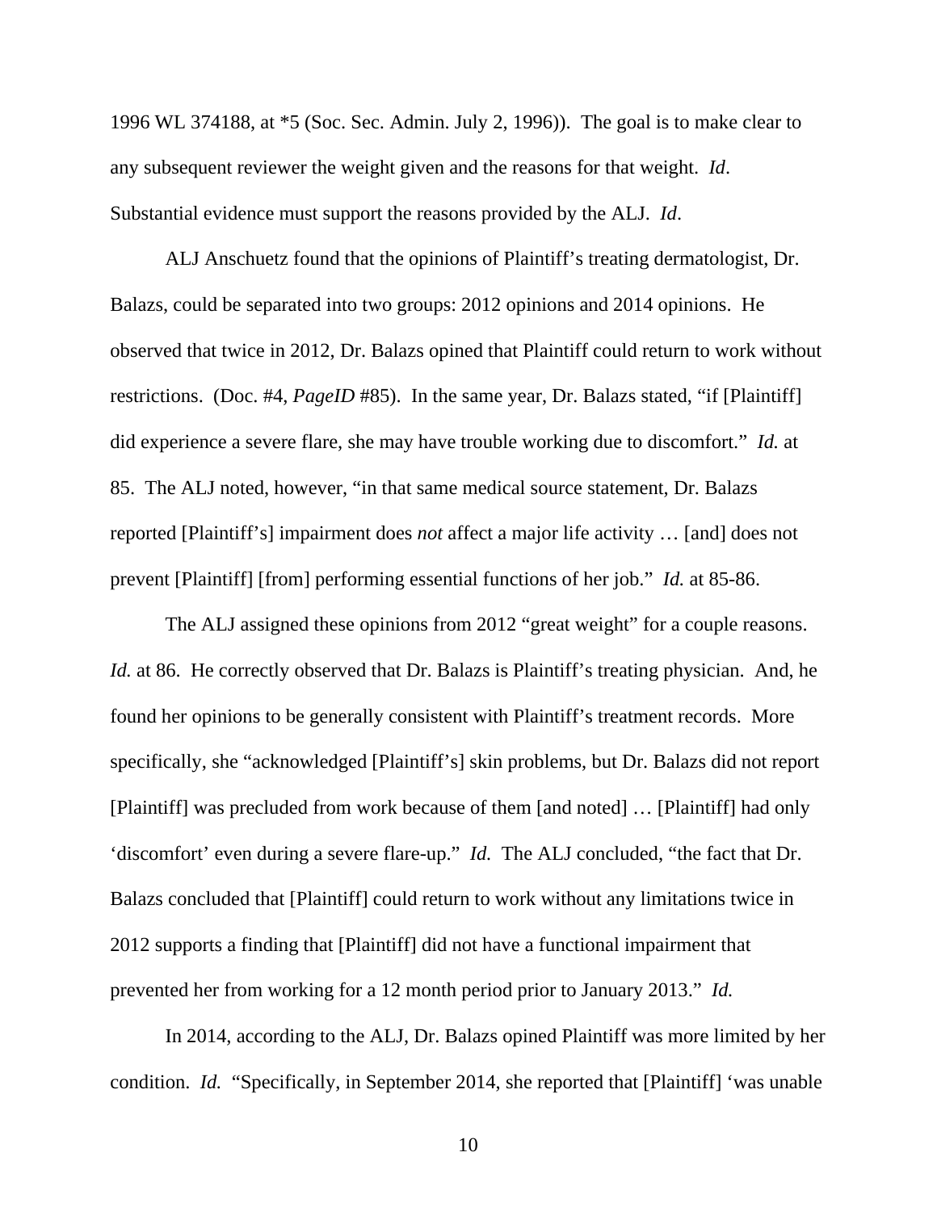1996 WL 374188, at *5 (Soc. Sec. Admin. July 2, 1996)). The goal is to make clear to any subsequent reviewer the weight given and the reasons for that weight. *Id*. Substantial evidence must support the reasons provided by the ALJ. *Id*.

ALJ Anschuetz found that the opinions of Plaintiff's treating dermatologist, Dr. Balazs, could be separated into two groups: 2012 opinions and 2014 opinions. He observed that twice in 2012, Dr. Balazs opined that Plaintiff could return to work without restrictions. (Doc. #4, *PageID* #85). In the same year, Dr. Balazs stated, "if [Plaintiff] did experience a severe flare, she may have trouble working due to discomfort." *Id.* at 85. The ALJ noted, however, "in that same medical source statement, Dr. Balazs reported [Plaintiff's] impairment does *not* affect a major life activity … [and] does not prevent [Plaintiff] [from] performing essential functions of her job." *Id.* at 85-86.

The ALJ assigned these opinions from 2012 "great weight" for a couple reasons. *Id.* at 86. He correctly observed that Dr. Balazs is Plaintiff's treating physician. And, he found her opinions to be generally consistent with Plaintiff's treatment records. More specifically, she "acknowledged [Plaintiff's] skin problems, but Dr. Balazs did not report [Plaintiff] was precluded from work because of them [and noted] … [Plaintiff] had only 'discomfort' even during a severe flare-up." *Id.* The ALJ concluded, "the fact that Dr. Balazs concluded that [Plaintiff] could return to work without any limitations twice in 2012 supports a finding that [Plaintiff] did not have a functional impairment that prevented her from working for a 12 month period prior to January 2013." *Id.*

In 2014, according to the ALJ, Dr. Balazs opined Plaintiff was more limited by her condition. *Id.* "Specifically, in September 2014, she reported that [Plaintiff] 'was unable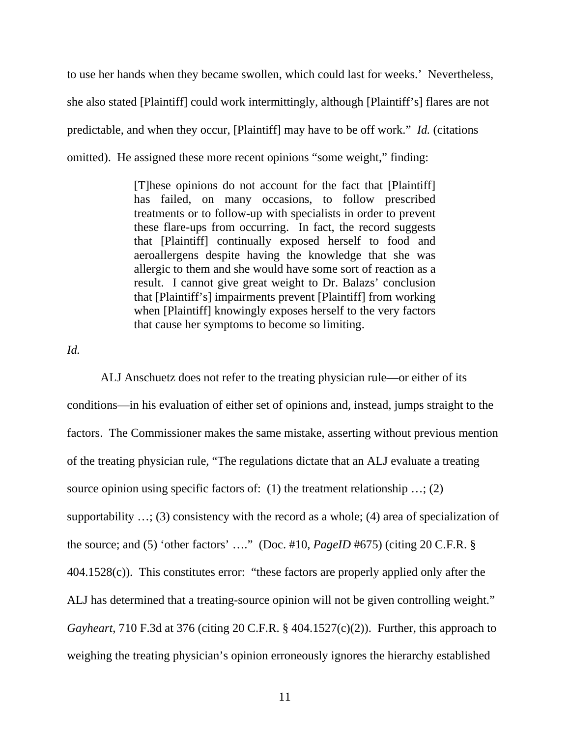to use her hands when they became swollen, which could last for weeks.' Nevertheless, she also stated [Plaintiff] could work intermittingly, although [Plaintiff's] flares are not predictable, and when they occur, [Plaintiff] may have to be off work." *Id.* (citations omitted). He assigned these more recent opinions "some weight," finding:

> [T]hese opinions do not account for the fact that [Plaintiff] has failed, on many occasions, to follow prescribed treatments or to follow-up with specialists in order to prevent these flare-ups from occurring. In fact, the record suggests that [Plaintiff] continually exposed herself to food and aeroallergens despite having the knowledge that she was allergic to them and she would have some sort of reaction as a result. I cannot give great weight to Dr. Balazs' conclusion that [Plaintiff's] impairments prevent [Plaintiff] from working when [Plaintiff] knowingly exposes herself to the very factors that cause her symptoms to become so limiting.

*Id.*

ALJ Anschuetz does not refer to the treating physician rule—or either of its conditions—in his evaluation of either set of opinions and, instead, jumps straight to the factors. The Commissioner makes the same mistake, asserting without previous mention of the treating physician rule, "The regulations dictate that an ALJ evaluate a treating source opinion using specific factors of: (1) the treatment relationship …; (2) supportability …; (3) consistency with the record as a whole; (4) area of specialization of the source; and (5) 'other factors' …." (Doc. #10, *PageID* #675) (citing 20 C.F.R. § 404.1528(c)). This constitutes error: "these factors are properly applied only after the ALJ has determined that a treating-source opinion will not be given controlling weight." *Gayheart*, 710 F.3d at 376 (citing 20 C.F.R. § 404.1527(c)(2)). Further, this approach to weighing the treating physician's opinion erroneously ignores the hierarchy established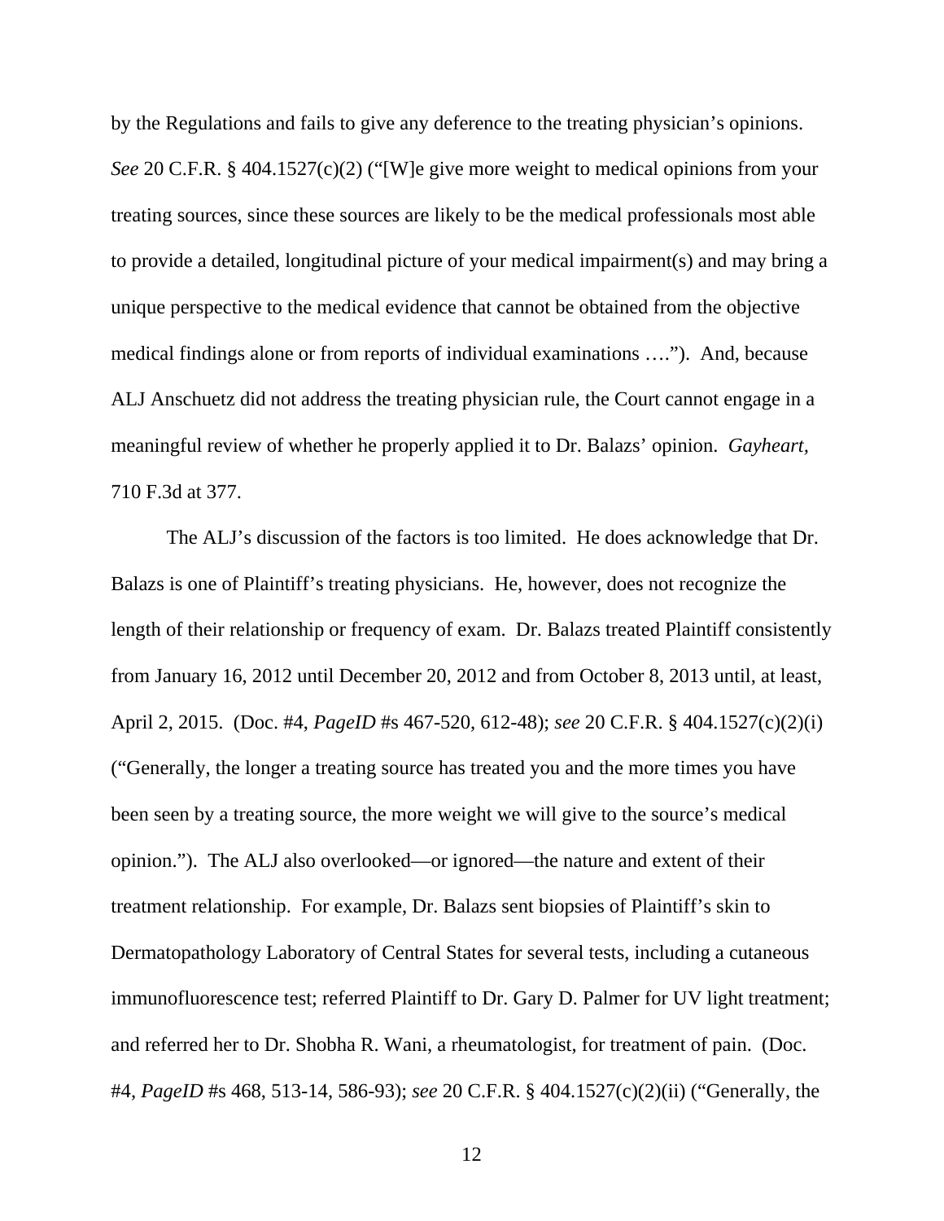by the Regulations and fails to give any deference to the treating physician's opinions. *See* 20 C.F.R. § 404.1527(c)(2) ("[W]e give more weight to medical opinions from your treating sources, since these sources are likely to be the medical professionals most able to provide a detailed, longitudinal picture of your medical impairment(s) and may bring a unique perspective to the medical evidence that cannot be obtained from the objective medical findings alone or from reports of individual examinations …."). And, because ALJ Anschuetz did not address the treating physician rule, the Court cannot engage in a meaningful review of whether he properly applied it to Dr. Balazs' opinion. *Gayheart*, 710 F.3d at 377.

The ALJ's discussion of the factors is too limited. He does acknowledge that Dr. Balazs is one of Plaintiff's treating physicians. He, however, does not recognize the length of their relationship or frequency of exam. Dr. Balazs treated Plaintiff consistently from January 16, 2012 until December 20, 2012 and from October 8, 2013 until, at least, April 2, 2015. (Doc. #4, *PageID* #s 467-520, 612-48); *see* 20 C.F.R. § 404.1527(c)(2)(i) ("Generally, the longer a treating source has treated you and the more times you have been seen by a treating source, the more weight we will give to the source's medical opinion."). The ALJ also overlooked—or ignored—the nature and extent of their treatment relationship. For example, Dr. Balazs sent biopsies of Plaintiff's skin to Dermatopathology Laboratory of Central States for several tests, including a cutaneous immunofluorescence test; referred Plaintiff to Dr. Gary D. Palmer for UV light treatment; and referred her to Dr. Shobha R. Wani, a rheumatologist, for treatment of pain. (Doc. #4, *PageID* #s 468, 513-14, 586-93); *see* 20 C.F.R. § 404.1527(c)(2)(ii) ("Generally, the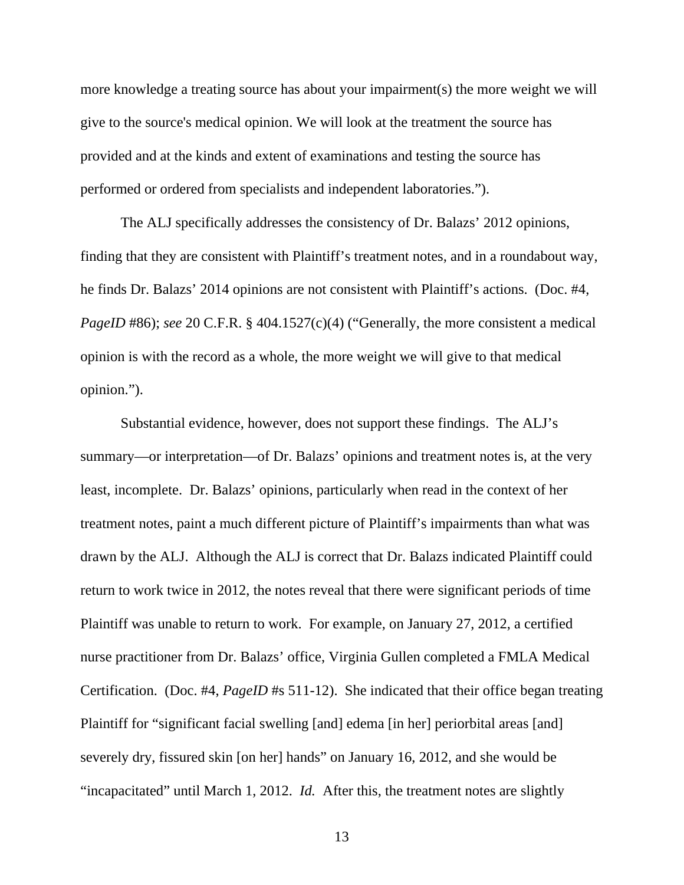more knowledge a treating source has about your impairment(s) the more weight we will give to the source's medical opinion. We will look at the treatment the source has provided and at the kinds and extent of examinations and testing the source has performed or ordered from specialists and independent laboratories.").

The ALJ specifically addresses the consistency of Dr. Balazs' 2012 opinions, finding that they are consistent with Plaintiff's treatment notes, and in a roundabout way, he finds Dr. Balazs' 2014 opinions are not consistent with Plaintiff's actions. (Doc. #4, *PageID* #86); *see* 20 C.F.R. § 404.1527(c)(4) ("Generally, the more consistent a medical opinion is with the record as a whole, the more weight we will give to that medical opinion.").

Substantial evidence, however, does not support these findings. The ALJ's summary—or interpretation—of Dr. Balazs' opinions and treatment notes is, at the very least, incomplete. Dr. Balazs' opinions, particularly when read in the context of her treatment notes, paint a much different picture of Plaintiff's impairments than what was drawn by the ALJ. Although the ALJ is correct that Dr. Balazs indicated Plaintiff could return to work twice in 2012, the notes reveal that there were significant periods of time Plaintiff was unable to return to work. For example, on January 27, 2012, a certified nurse practitioner from Dr. Balazs' office, Virginia Gullen completed a FMLA Medical Certification. (Doc. #4, *PageID* #s 511-12). She indicated that their office began treating Plaintiff for "significant facial swelling [and] edema [in her] periorbital areas [and] severely dry, fissured skin [on her] hands" on January 16, 2012, and she would be "incapacitated" until March 1, 2012. *Id.* After this, the treatment notes are slightly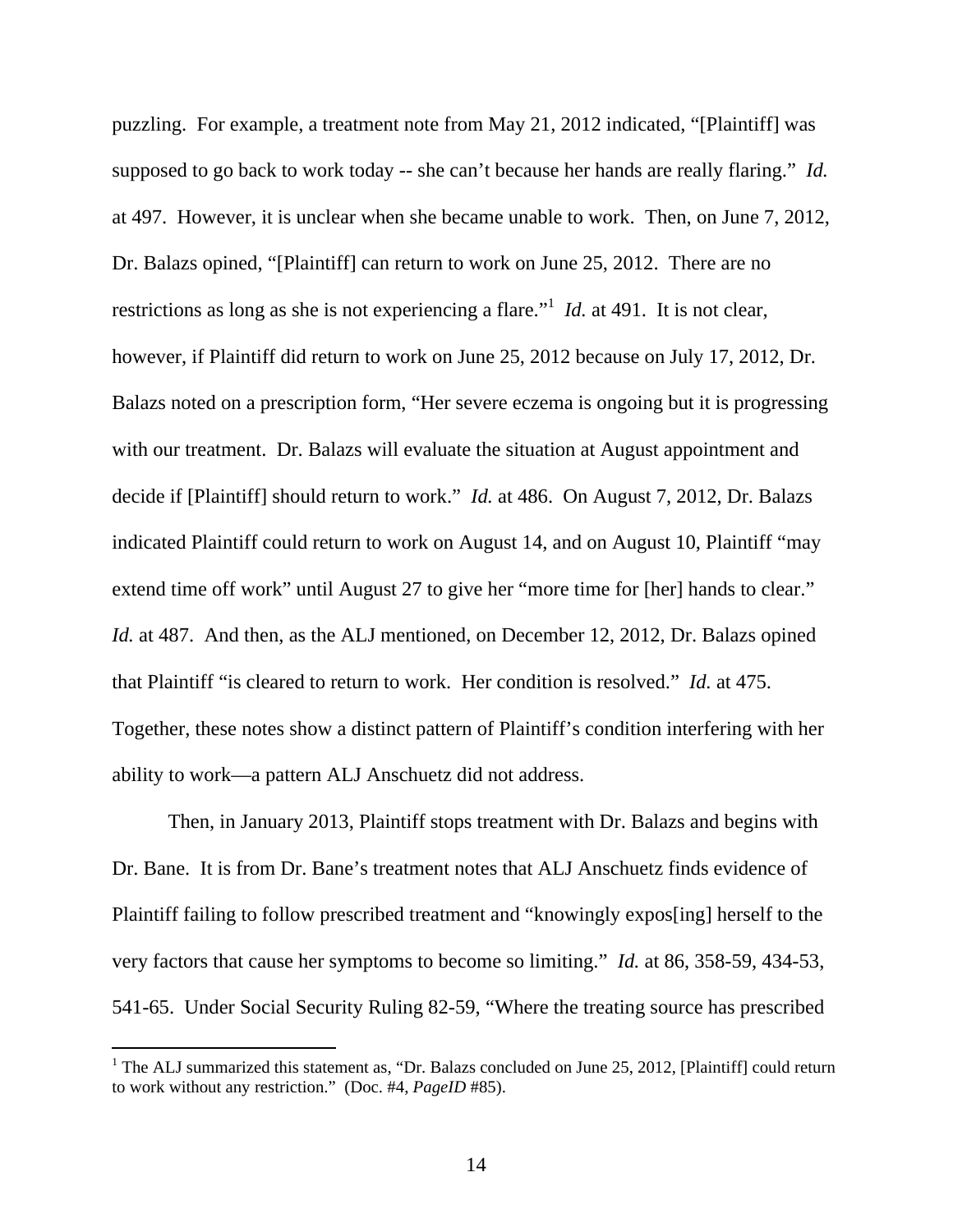puzzling. For example, a treatment note from May 21, 2012 indicated, "[Plaintiff] was supposed to go back to work today -- she can't because her hands are really flaring." *Id.* at 497. However, it is unclear when she became unable to work. Then, on June 7, 2012, Dr. Balazs opined, "[Plaintiff] can return to work on June 25, 2012. There are no restrictions as long as she is not experiencing a flare."[1] *Id.* at 491. It is not clear, however, if Plaintiff did return to work on June 25, 2012 because on July 17, 2012, Dr. Balazs noted on a prescription form, "Her severe eczema is ongoing but it is progressing with our treatment. Dr. Balazs will evaluate the situation at August appointment and decide if [Plaintiff] should return to work." *Id.* at 486. On August 7, 2012, Dr. Balazs indicated Plaintiff could return to work on August 14, and on August 10, Plaintiff "may extend time off work" until August 27 to give her "more time for [her] hands to clear." *Id.* at 487. And then, as the ALJ mentioned, on December 12, 2012, Dr. Balazs opined that Plaintiff "is cleared to return to work. Her condition is resolved." *Id.* at 475. Together, these notes show a distinct pattern of Plaintiff's condition interfering with her ability to work—a pattern ALJ Anschuetz did not address.

Then, in January 2013, Plaintiff stops treatment with Dr. Balazs and begins with Dr. Bane. It is from Dr. Bane's treatment notes that ALJ Anschuetz finds evidence of Plaintiff failing to follow prescribed treatment and "knowingly expos[ing] herself to the very factors that cause her symptoms to become so limiting." *Id.* at 86, 358-59, 434-53, 541-65. Under Social Security Ruling 82-59, "Where the treating source has prescribed

---

[1] The ALJ summarized this statement as, "Dr. Balazs concluded on June 25, 2012, [Plaintiff] could return to work without any restriction." (Doc. #4, *PageID* #85).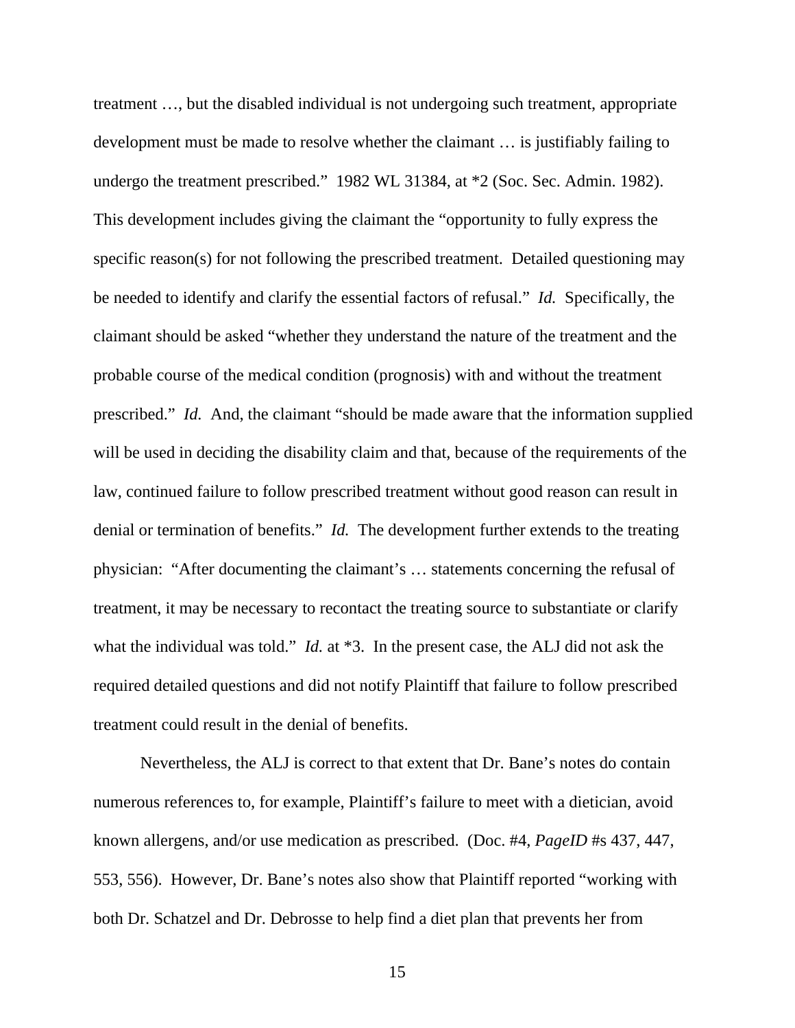treatment …, but the disabled individual is not undergoing such treatment, appropriate development must be made to resolve whether the claimant … is justifiably failing to undergo the treatment prescribed." 1982 WL 31384, at *2 (Soc. Sec. Admin. 1982). This development includes giving the claimant the "opportunity to fully express the specific reason(s) for not following the prescribed treatment. Detailed questioning may be needed to identify and clarify the essential factors of refusal." *Id.* Specifically, the claimant should be asked "whether they understand the nature of the treatment and the probable course of the medical condition (prognosis) with and without the treatment prescribed." *Id.* And, the claimant "should be made aware that the information supplied will be used in deciding the disability claim and that, because of the requirements of the law, continued failure to follow prescribed treatment without good reason can result in denial or termination of benefits." *Id.* The development further extends to the treating physician: "After documenting the claimant's … statements concerning the refusal of treatment, it may be necessary to recontact the treating source to substantiate or clarify what the individual was told." *Id.* at *3. In the present case, the ALJ did not ask the required detailed questions and did not notify Plaintiff that failure to follow prescribed treatment could result in the denial of benefits.

Nevertheless, the ALJ is correct to that extent that Dr. Bane's notes do contain numerous references to, for example, Plaintiff's failure to meet with a dietician, avoid known allergens, and/or use medication as prescribed. (Doc. #4, *PageID* #s 437, 447, 553, 556). However, Dr. Bane's notes also show that Plaintiff reported "working with both Dr. Schatzel and Dr. Debrosse to help find a diet plan that prevents her from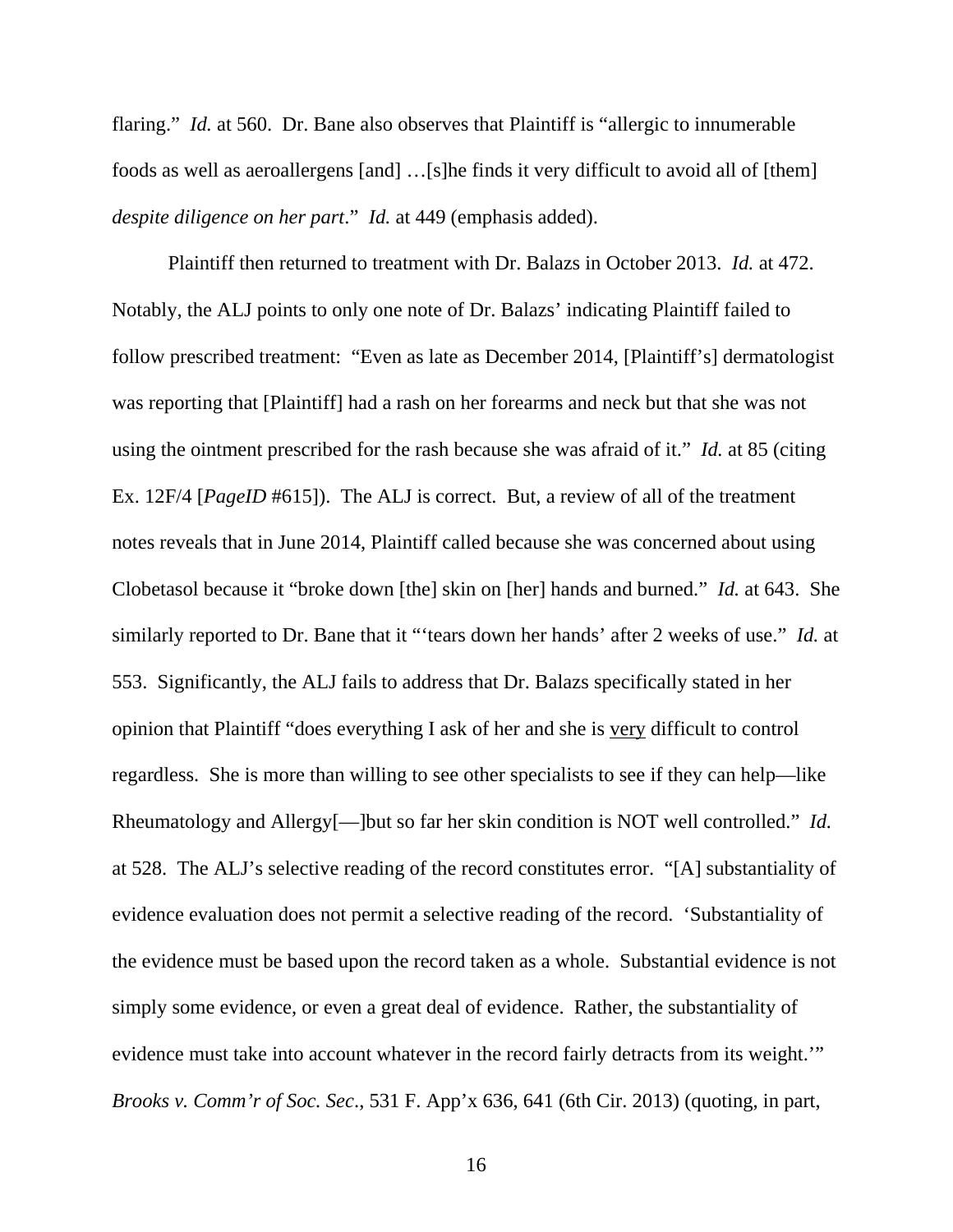flaring." *Id.* at 560. Dr. Bane also observes that Plaintiff is "allergic to innumerable foods as well as aeroallergens [and] …[s]he finds it very difficult to avoid all of [them] *despite diligence on her part*." *Id.* at 449 (emphasis added).

Plaintiff then returned to treatment with Dr. Balazs in October 2013. *Id.* at 472. Notably, the ALJ points to only one note of Dr. Balazs' indicating Plaintiff failed to follow prescribed treatment: "Even as late as December 2014, [Plaintiff's] dermatologist was reporting that [Plaintiff] had a rash on her forearms and neck but that she was not using the ointment prescribed for the rash because she was afraid of it." *Id.* at 85 (citing Ex. 12F/4 [*PageID* #615]). The ALJ is correct. But, a review of all of the treatment notes reveals that in June 2014, Plaintiff called because she was concerned about using Clobetasol because it "broke down [the] skin on [her] hands and burned." *Id.* at 643. She similarly reported to Dr. Bane that it "'tears down her hands' after 2 weeks of use." *Id.* at 553. Significantly, the ALJ fails to address that Dr. Balazs specifically stated in her opinion that Plaintiff "does everything I ask of her and she is <u>very</u> difficult to control regardless. She is more than willing to see other specialists to see if they can help—like Rheumatology and Allergy[—]but so far her skin condition is NOT well controlled." *Id.* at 528. The ALJ's selective reading of the record constitutes error. "[A] substantiality of evidence evaluation does not permit a selective reading of the record. 'Substantiality of the evidence must be based upon the record taken as a whole. Substantial evidence is not simply some evidence, or even a great deal of evidence. Rather, the substantiality of evidence must take into account whatever in the record fairly detracts from its weight.'" *Brooks v. Comm'r of Soc. Sec*., 531 F. App'x 636, 641 (6th Cir. 2013) (quoting, in part,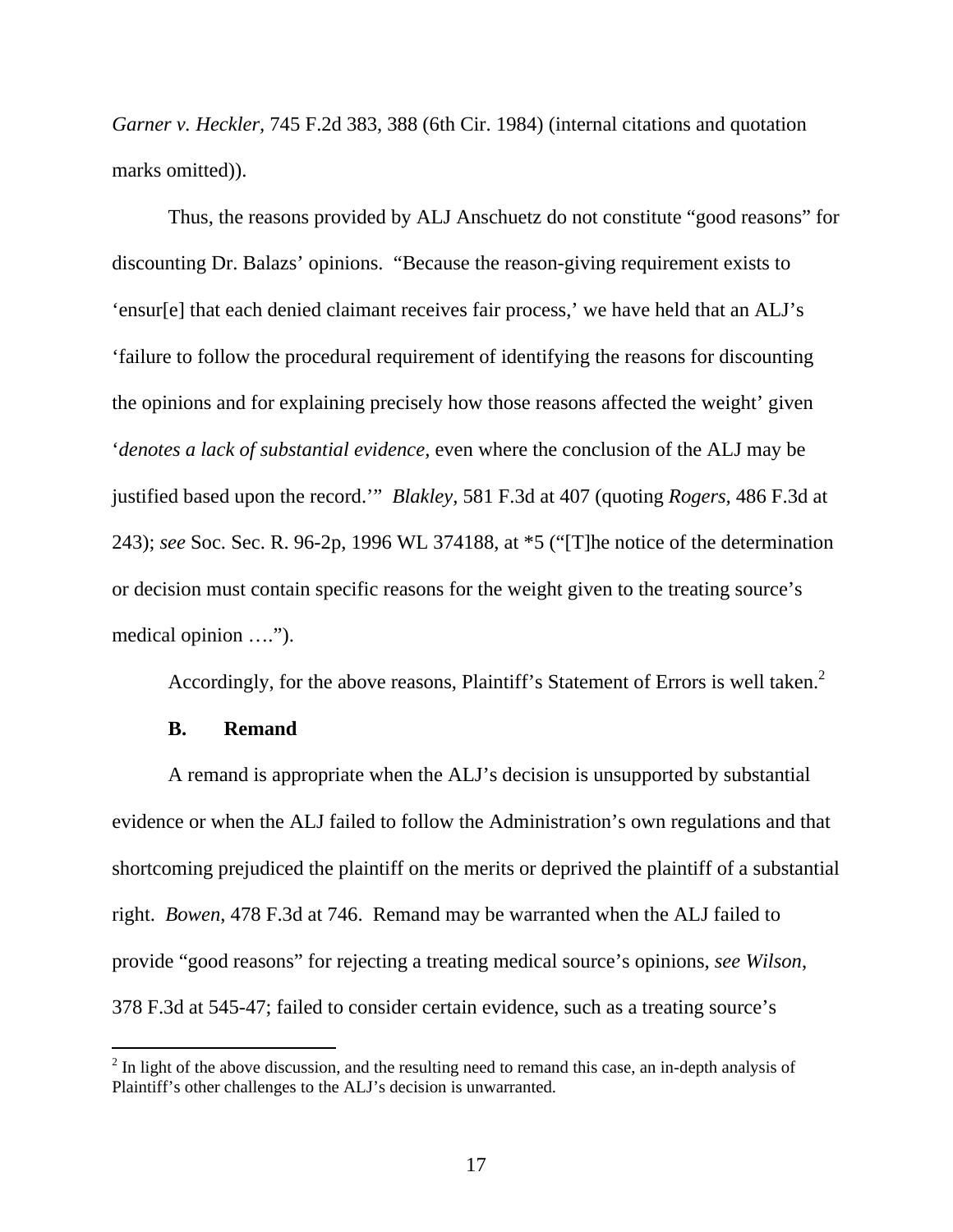*Garner v. Heckler*, 745 F.2d 383, 388 (6th Cir. 1984) (internal citations and quotation marks omitted)).

Thus, the reasons provided by ALJ Anschuetz do not constitute "good reasons" for discounting Dr. Balazs' opinions. "Because the reason-giving requirement exists to 'ensur[e] that each denied claimant receives fair process,' we have held that an ALJ's 'failure to follow the procedural requirement of identifying the reasons for discounting the opinions and for explaining precisely how those reasons affected the weight' given '*denotes a lack of substantial evidence*, even where the conclusion of the ALJ may be justified based upon the record.'" *Blakley*, 581 F.3d at 407 (quoting *Rogers*, 486 F.3d at 243); *see* Soc. Sec. R. 96-2p, 1996 WL 374188, at *5 ("[T]he notice of the determination or decision must contain specific reasons for the weight given to the treating source's medical opinion ….").

Accordingly, for the above reasons, Plaintiff's Statement of Errors is well taken.[2]

### B. Remand

A remand is appropriate when the ALJ's decision is unsupported by substantial evidence or when the ALJ failed to follow the Administration's own regulations and that shortcoming prejudiced the plaintiff on the merits or deprived the plaintiff of a substantial right. *Bowen*, 478 F.3d at 746. Remand may be warranted when the ALJ failed to provide "good reasons" for rejecting a treating medical source's opinions, *see Wilson*, 378 F.3d at 545-47; failed to consider certain evidence, such as a treating source's

[2] In light of the above discussion, and the resulting need to remand this case, an in-depth analysis of Plaintiff's other challenges to the ALJ's decision is unwarranted.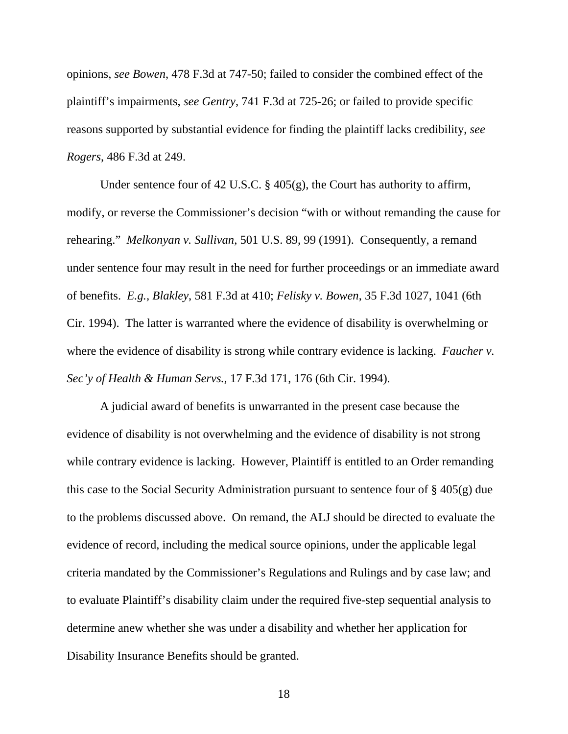opinions, *see Bowen*, 478 F.3d at 747-50; failed to consider the combined effect of the plaintiff's impairments, *see Gentry*, 741 F.3d at 725-26; or failed to provide specific reasons supported by substantial evidence for finding the plaintiff lacks credibility, *see Rogers*, 486 F.3d at 249.

Under sentence four of 42 U.S.C. § 405(g), the Court has authority to affirm, modify, or reverse the Commissioner's decision "with or without remanding the cause for rehearing." *Melkonyan v. Sullivan*, 501 U.S. 89, 99 (1991). Consequently, a remand under sentence four may result in the need for further proceedings or an immediate award of benefits. *E.g.*, *Blakley*, 581 F.3d at 410; *Felisky v. Bowen*, 35 F.3d 1027, 1041 (6th Cir. 1994). The latter is warranted where the evidence of disability is overwhelming or where the evidence of disability is strong while contrary evidence is lacking. *Faucher v. Sec'y of Health & Human Servs.*, 17 F.3d 171, 176 (6th Cir. 1994).

A judicial award of benefits is unwarranted in the present case because the evidence of disability is not overwhelming and the evidence of disability is not strong while contrary evidence is lacking. However, Plaintiff is entitled to an Order remanding this case to the Social Security Administration pursuant to sentence four of § 405(g) due to the problems discussed above. On remand, the ALJ should be directed to evaluate the evidence of record, including the medical source opinions, under the applicable legal criteria mandated by the Commissioner's Regulations and Rulings and by case law; and to evaluate Plaintiff's disability claim under the required five-step sequential analysis to determine anew whether she was under a disability and whether her application for Disability Insurance Benefits should be granted.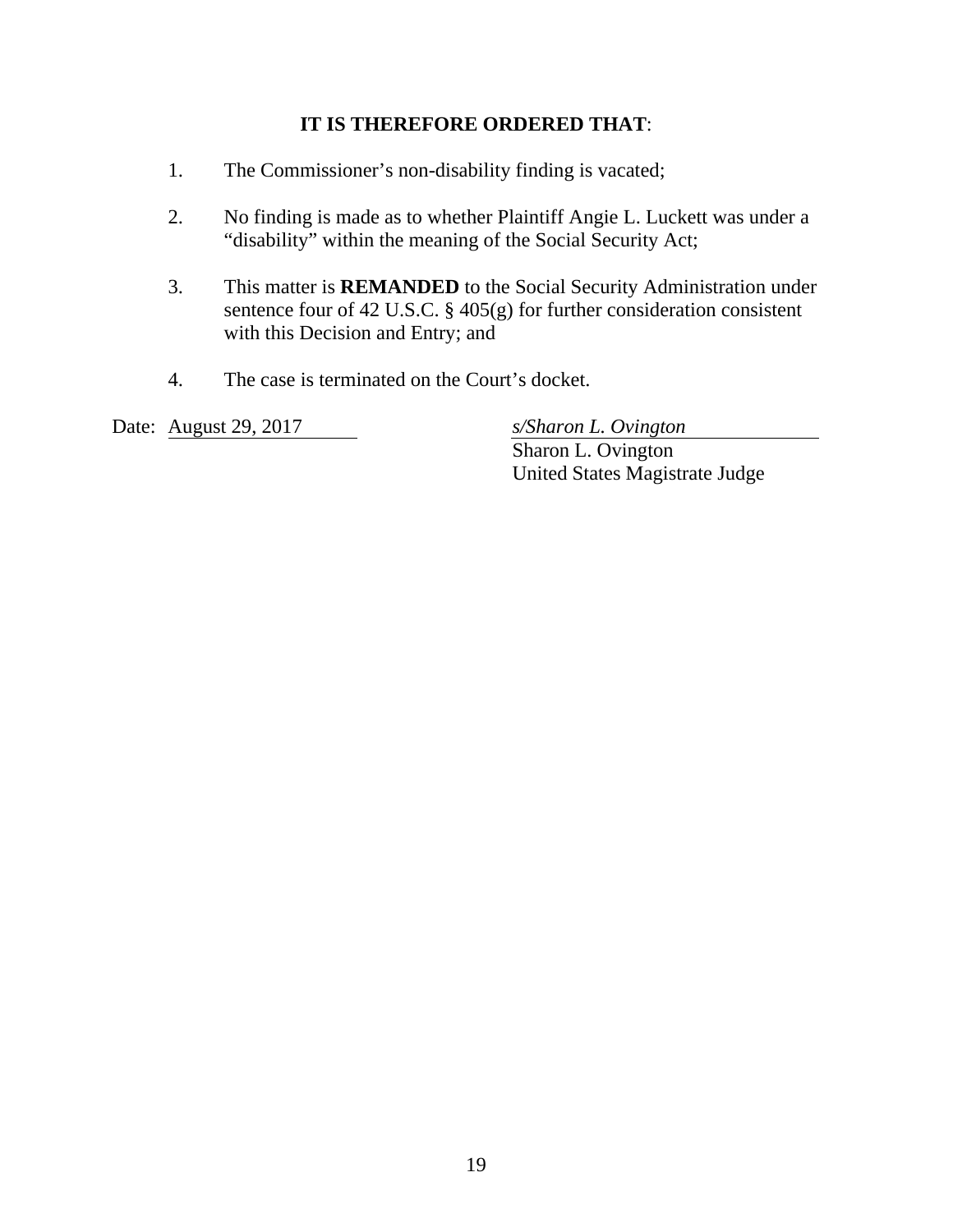**IT IS THEREFORE ORDERED THAT**:

1. The Commissioner's non-disability finding is vacated;

2. No finding is made as to whether Plaintiff Angie L. Luckett was under a "disability" within the meaning of the Social Security Act;

3. This matter is **REMANDED** to the Social Security Administration under sentence four of 42 U.S.C. § 405(g) for further consideration consistent with this Decision and Entry; and

4. The case is terminated on the Court's docket.

Date: August 29, 2017

*s/Sharon L. Ovington*
Sharon L. Ovington
United States Magistrate Judge